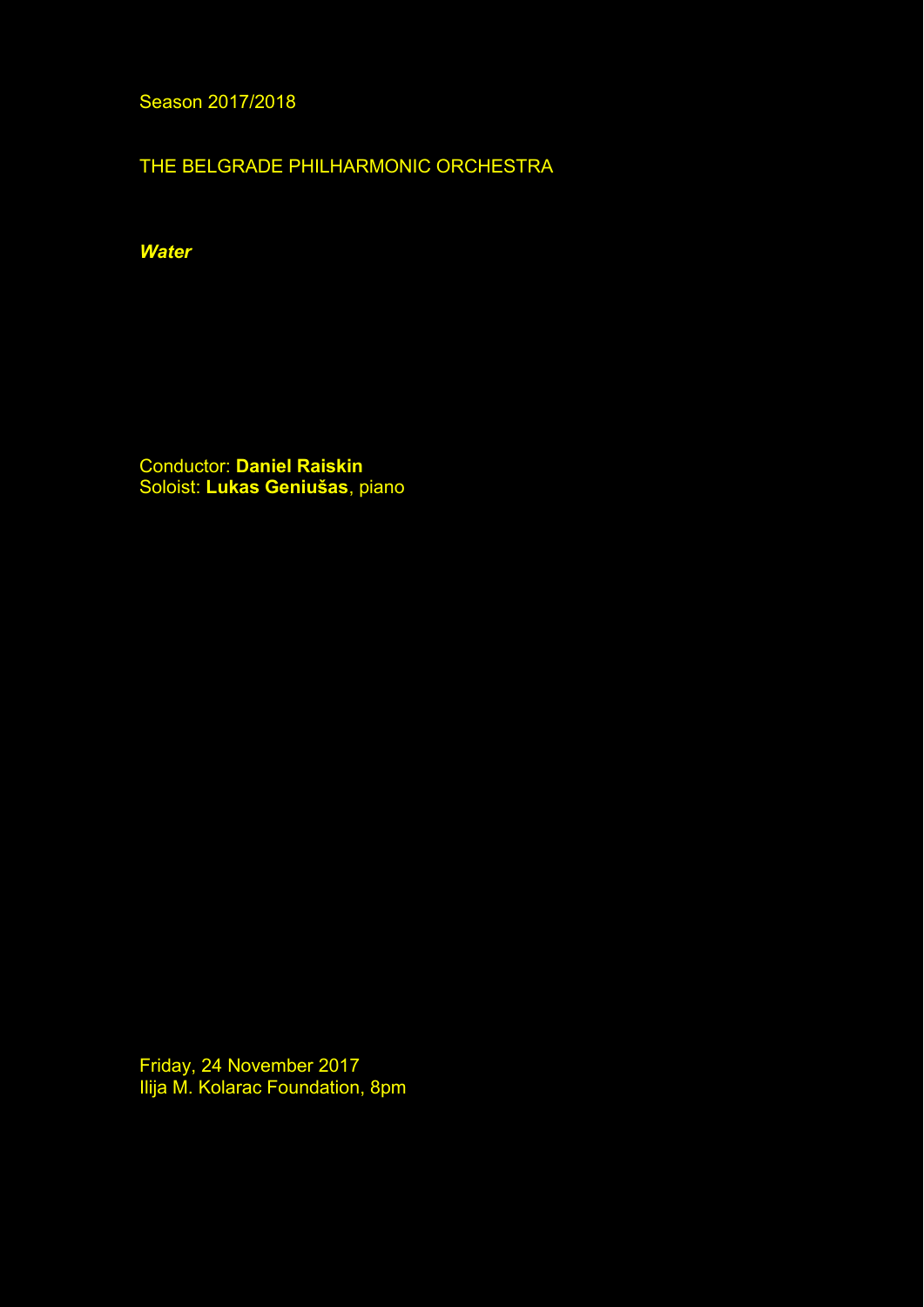Season 2017/2018

THE BELGRADE PHILHARMONIC ORCHESTRA

# ***Water***

Conductor: **Daniel Raiskin**
Soloist: **Lukas Geniušas**, piano

Friday, 24 November 2017
Ilija M. Kolarac Foundation, 8pm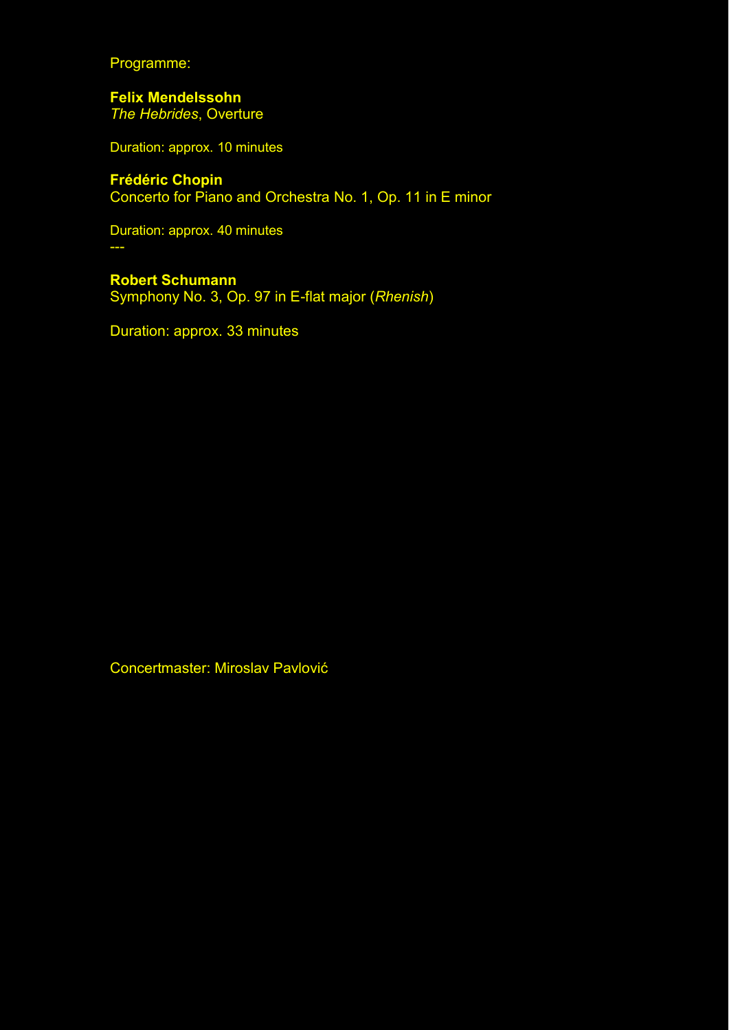Programme:

**Felix Mendelssohn**
*The Hebrides*, Overture

Duration: approx. 10 minutes

**Frédéric Chopin**
Concerto for Piano and Orchestra No. 1, Op. 11 in E minor

Duration: approx. 40 minutes

---

**Robert Schumann**
Symphony No. 3, Op. 97 in E-flat major (*Rhenish*)

Duration: approx. 33 minutes

Concertmaster: Miroslav Pavlović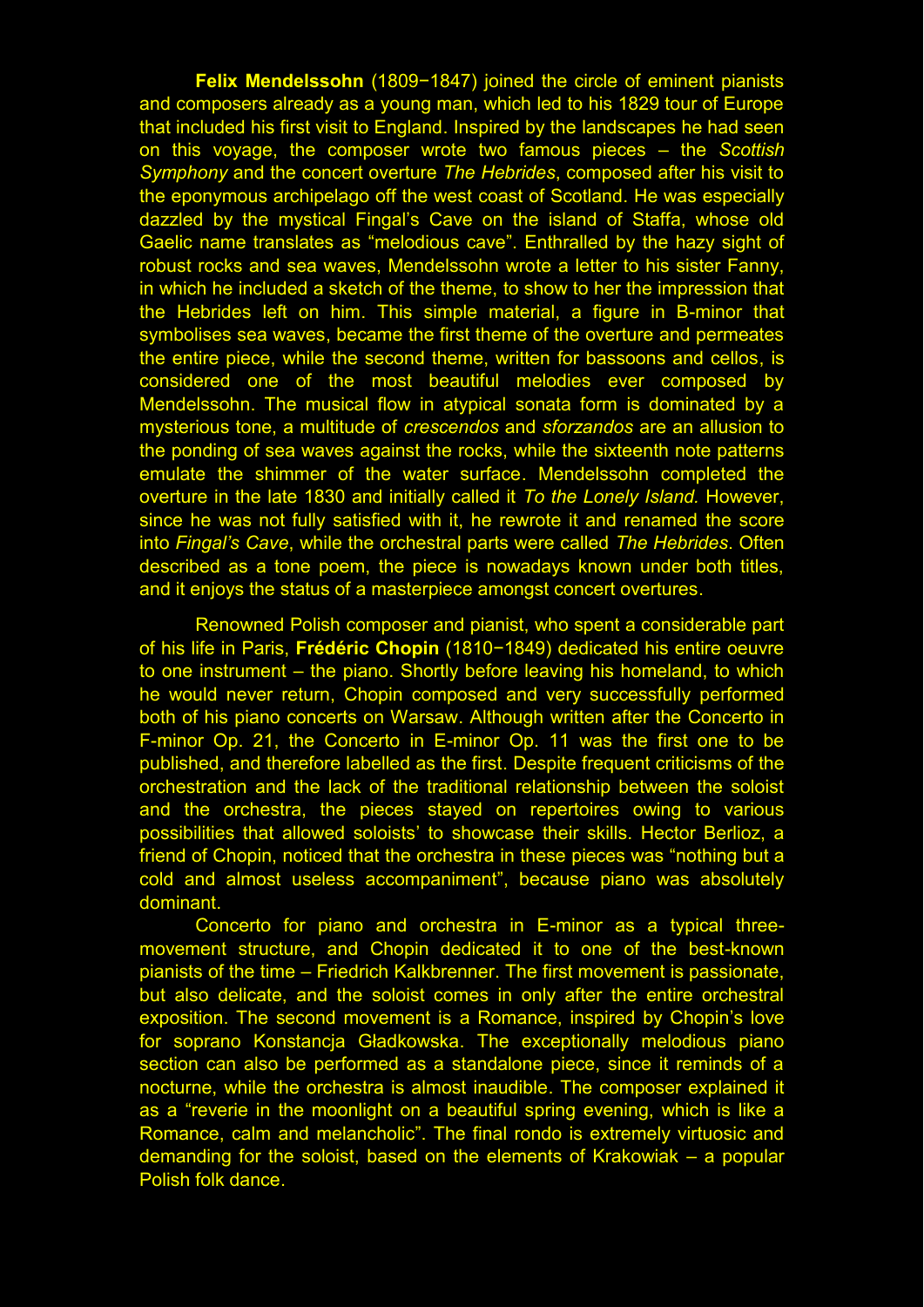**Felix Mendelssohn** (1809−1847) joined the circle of eminent pianists and composers already as a young man, which led to his 1829 tour of Europe that included his first visit to England. Inspired by the landscapes he had seen on this voyage, the composer wrote two famous pieces – the *Scottish Symphony* and the concert overture *The Hebrides*, composed after his visit to the eponymous archipelago off the west coast of Scotland. He was especially dazzled by the mystical Fingal's Cave on the island of Staffa, whose old Gaelic name translates as "melodious cave". Enthralled by the hazy sight of robust rocks and sea waves, Mendelssohn wrote a letter to his sister Fanny, in which he included a sketch of the theme, to show to her the impression that the Hebrides left on him. This simple material, a figure in B-minor that symbolises sea waves, became the first theme of the overture and permeates the entire piece, while the second theme, written for bassoons and cellos, is considered one of the most beautiful melodies ever composed by Mendelssohn. The musical flow in atypical sonata form is dominated by a mysterious tone, a multitude of *crescendos* and *sforzandos* are an allusion to the ponding of sea waves against the rocks, while the sixteenth note patterns emulate the shimmer of the water surface. Mendelssohn completed the overture in the late 1830 and initially called it *To the Lonely Island.* However, since he was not fully satisfied with it, he rewrote it and renamed the score into *Fingal's Cave*, while the orchestral parts were called *The Hebrides*. Often described as a tone poem, the piece is nowadays known under both titles, and it enjoys the status of a masterpiece amongst concert overtures.

Renowned Polish composer and pianist, who spent a considerable part of his life in Paris, **Frédéric Chopin** (1810−1849) dedicated his entire oeuvre to one instrument – the piano. Shortly before leaving his homeland, to which he would never return, Chopin composed and very successfully performed both of his piano concerts on Warsaw. Although written after the Concerto in F-minor Op. 21, the Concerto in E-minor Op. 11 was the first one to be published, and therefore labelled as the first. Despite frequent criticisms of the orchestration and the lack of the traditional relationship between the soloist and the orchestra, the pieces stayed on repertoires owing to various possibilities that allowed soloists' to showcase their skills. Hector Berlioz, a friend of Chopin, noticed that the orchestra in these pieces was "nothing but a cold and almost useless accompaniment", because piano was absolutely dominant.

Concerto for piano and orchestra in E-minor as a typical three-movement structure, and Chopin dedicated it to one of the best-known pianists of the time – Friedrich Kalkbrenner. The first movement is passionate, but also delicate, and the soloist comes in only after the entire orchestral exposition. The second movement is a Romance, inspired by Chopin's love for soprano Konstancja Gładkowska. The exceptionally melodious piano section can also be performed as a standalone piece, since it reminds of a nocturne, while the orchestra is almost inaudible. The composer explained it as a "reverie in the moonlight on a beautiful spring evening, which is like a Romance, calm and melancholic". The final rondo is extremely virtuosic and demanding for the soloist, based on the elements of Krakowiak – a popular Polish folk dance.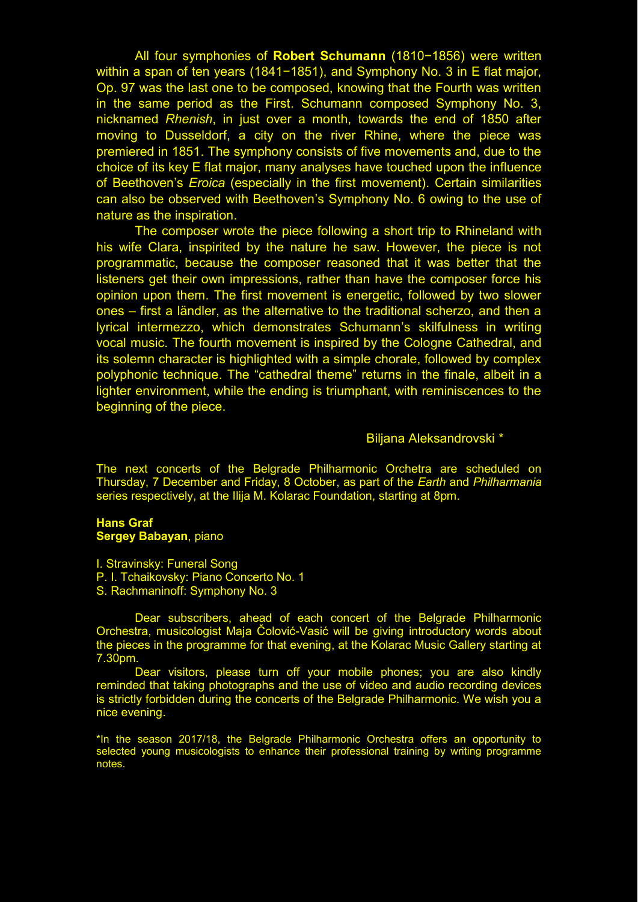All four symphonies of **Robert Schumann** (1810−1856) were written within a span of ten years (1841−1851), and Symphony No. 3 in E flat major, Op. 97 was the last one to be composed, knowing that the Fourth was written in the same period as the First. Schumann composed Symphony No. 3, nicknamed *Rhenish*, in just over a month, towards the end of 1850 after moving to Dusseldorf, a city on the river Rhine, where the piece was premiered in 1851. The symphony consists of five movements and, due to the choice of its key E flat major, many analyses have touched upon the influence of Beethoven's *Eroica* (especially in the first movement). Certain similarities can also be observed with Beethoven's Symphony No. 6 owing to the use of nature as the inspiration.

The composer wrote the piece following a short trip to Rhineland with his wife Clara, inspirited by the nature he saw. However, the piece is not programmatic, because the composer reasoned that it was better that the listeners get their own impressions, rather than have the composer force his opinion upon them. The first movement is energetic, followed by two slower ones – first a ländler, as the alternative to the traditional scherzo, and then a lyrical intermezzo, which demonstrates Schumann's skilfulness in writing vocal music. The fourth movement is inspired by the Cologne Cathedral, and its solemn character is highlighted with a simple chorale, followed by complex polyphonic technique. The "cathedral theme" returns in the finale, albeit in a lighter environment, while the ending is triumphant, with reminiscences to the beginning of the piece.

Biljana Aleksandrovski *

The next concerts of the Belgrade Philharmonic Orchetra are scheduled on Thursday, 7 December and Friday, 8 October, as part of the *Earth* and *Philharmania* series respectively, at the Ilija M. Kolarac Foundation, starting at 8pm.

**Hans Graf**
**Sergey Babayan**, piano

I. Stravinsky: Funeral Song
P. I. Tchaikovsky: Piano Concerto No. 1
S. Rachmaninoff: Symphony No. 3

Dear subscribers, ahead of each concert of the Belgrade Philharmonic Orchestra, musicologist Maja Čolović-Vasić will be giving introductory words about the pieces in the programme for that evening, at the Kolarac Music Gallery starting at 7.30pm.

Dear visitors, please turn off your mobile phones; you are also kindly reminded that taking photographs and the use of video and audio recording devices is strictly forbidden during the concerts of the Belgrade Philharmonic. We wish you a nice evening.

*In the season 2017/18, the Belgrade Philharmonic Orchestra offers an opportunity to selected young musicologists to enhance their professional training by writing programme notes.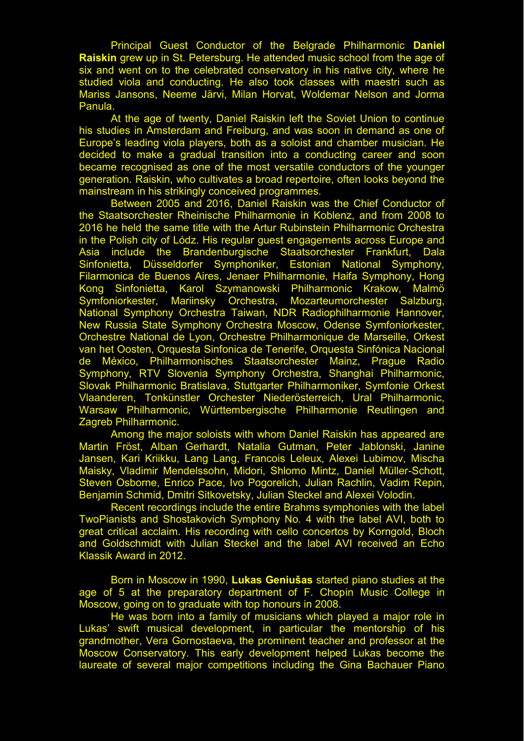Principal Guest Conductor of the Belgrade Philharmonic **Daniel Raiskin** grew up in St. Petersburg. He attended music school from the age of six and went on to the celebrated conservatory in his native city, where he studied viola and conducting. He also took classes with maestri such as Mariss Jansons, Neeme Järvi, Milan Horvat, Woldemar Nelson and Jorma Panula.

At the age of twenty, Daniel Raiskin left the Soviet Union to continue his studies in Amsterdam and Freiburg, and was soon in demand as one of Europe's leading viola players, both as a soloist and chamber musician. He decided to make a gradual transition into a conducting career and soon became recognised as one of the most versatile conductors of the younger generation. Raiskin, who cultivates a broad repertoire, often looks beyond the mainstream in his strikingly conceived programmes.

Between 2005 and 2016, Daniel Raiskin was the Chief Conductor of the Staatsorchester Rheinische Philharmonie in Koblenz, and from 2008 to 2016 he held the same title with the Artur Rubinstein Philharmonic Orchestra in the Polish city of Lódz. His regular guest engagements across Europe and Asia include the Brandenburgische Staatsorchester Frankfurt, Dala Sinfonietta, Düsseldorfer Symphoniker, Estonian National Symphony, Filarmonica de Buenos Aires, Jenaer Philharmonie, Haifa Symphony, Hong Kong Sinfonietta, Karol Szymanowski Philharmonic Krakow, Malmö Symfoniorkester, Mariinsky Orchestra, Mozarteumorchester Salzburg, National Symphony Orchestra Taiwan, NDR Radiophilharmonie Hannover, New Russia State Symphony Orchestra Moscow, Odense Symfoniorkester, Orchestre National de Lyon, Orchestre Philharmonique de Marseille, Orkest van het Oosten, Orquesta Sinfonica de Tenerife, Orquesta Sinfónica Nacional de México, Philharmonisches Staatsorchester Mainz, Prague Radio Symphony, RTV Slovenia Symphony Orchestra, Shanghai Philharmonic, Slovak Philharmonic Bratislava, Stuttgarter Philharmoniker, Symfonie Orkest Vlaanderen, Tonkünstler Orchester Niederösterreich, Ural Philharmonic, Warsaw Philharmonic, Württembergische Philharmonie Reutlingen and Zagreb Philharmonic.

Among the major soloists with whom Daniel Raiskin has appeared are Martin Fröst, Alban Gerhardt, Natalia Gutman, Peter Jablonski, Janine Jansen, Kari Kriikku, Lang Lang, Francois Leleux, Alexei Lubimov, Mischa Maisky, Vladimir Mendelssohn, Midori, Shlomo Mintz, Daniel Müller-Schott, Steven Osborne, Enrico Pace, Ivo Pogorelich, Julian Rachlin, Vadim Repin, Benjamin Schmid, Dmitri Sitkovetsky, Julian Steckel and Alexei Volodin.

Recent recordings include the entire Brahms symphonies with the label TwoPianists and Shostakovich Symphony No. 4 with the label AVI, both to great critical acclaim. His recording with cello concertos by Korngold, Bloch and Goldschmidt with Julian Steckel and the label AVI received an Echo Klassik Award in 2012.

Born in Moscow in 1990, **Lukas Geniušas** started piano studies at the age of 5 at the preparatory department of F. Chopin Music College in Moscow, going on to graduate with top honours in 2008.

He was born into a family of musicians which played a major role in Lukas' swift musical development, in particular the mentorship of his grandmother, Vera Gornostaeva, the prominent teacher and professor at the Moscow Conservatory. This early development helped Lukas become the laureate of several major competitions including the Gina Bachauer Piano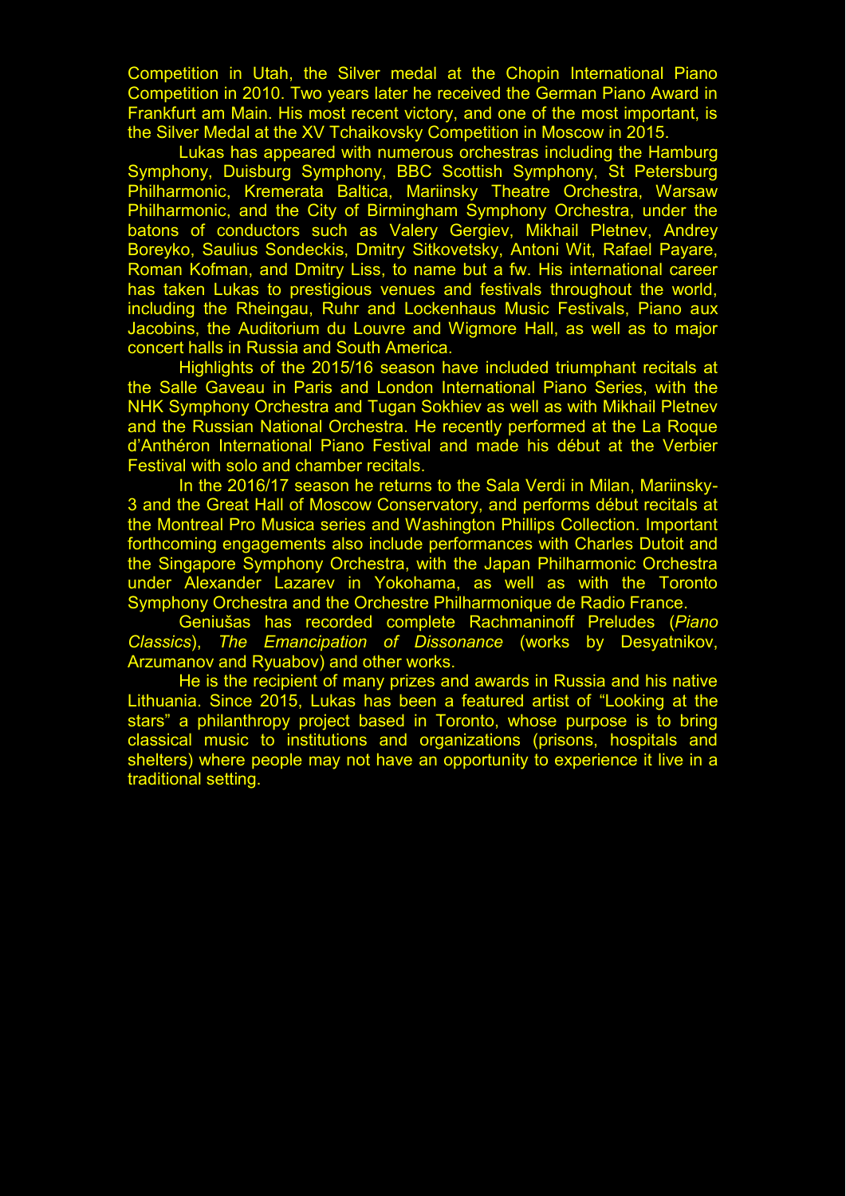Competition in Utah, the Silver medal at the Chopin International Piano Competition in 2010. Two years later he received the German Piano Award in Frankfurt am Main. His most recent victory, and one of the most important, is the Silver Medal at the XV Tchaikovsky Competition in Moscow in 2015.

Lukas has appeared with numerous orchestras including the Hamburg Symphony, Duisburg Symphony, BBC Scottish Symphony, St Petersburg Philharmonic, Kremerata Baltica, Mariinsky Theatre Orchestra, Warsaw Philharmonic, and the City of Birmingham Symphony Orchestra, under the batons of conductors such as Valery Gergiev, Mikhail Pletnev, Andrey Boreyko, Saulius Sondeckis, Dmitry Sitkovetsky, Antoni Wit, Rafael Payare, Roman Kofman, and Dmitry Liss, to name but a fw. His international career has taken Lukas to prestigious venues and festivals throughout the world, including the Rheingau, Ruhr and Lockenhaus Music Festivals, Piano aux Jacobins, the Auditorium du Louvre and Wigmore Hall, as well as to major concert halls in Russia and South America.

Highlights of the 2015/16 season have included triumphant recitals at the Salle Gaveau in Paris and London International Piano Series, with the NHK Symphony Orchestra and Tugan Sokhiev as well as with Mikhail Pletnev and the Russian National Orchestra. He recently performed at the La Roque d'Anthéron International Piano Festival and made his début at the Verbier Festival with solo and chamber recitals.

In the 2016/17 season he returns to the Sala Verdi in Milan, Mariinsky-3 and the Great Hall of Moscow Conservatory, and performs début recitals at the Montreal Pro Musica series and Washington Phillips Collection. Important forthcoming engagements also include performances with Charles Dutoit and the Singapore Symphony Orchestra, with the Japan Philharmonic Orchestra under Alexander Lazarev in Yokohama, as well as with the Toronto Symphony Orchestra and the Orchestre Philharmonique de Radio France.

Geniušas has recorded complete Rachmaninoff Preludes (*Piano Classics*), *The Emancipation of Dissonance* (works by Desyatnikov, Arzumanov and Ryuabov) and other works.

He is the recipient of many prizes and awards in Russia and his native Lithuania. Since 2015, Lukas has been a featured artist of "Looking at the stars" a philanthropy project based in Toronto, whose purpose is to bring classical music to institutions and organizations (prisons, hospitals and shelters) where people may not have an opportunity to experience it live in a traditional setting.